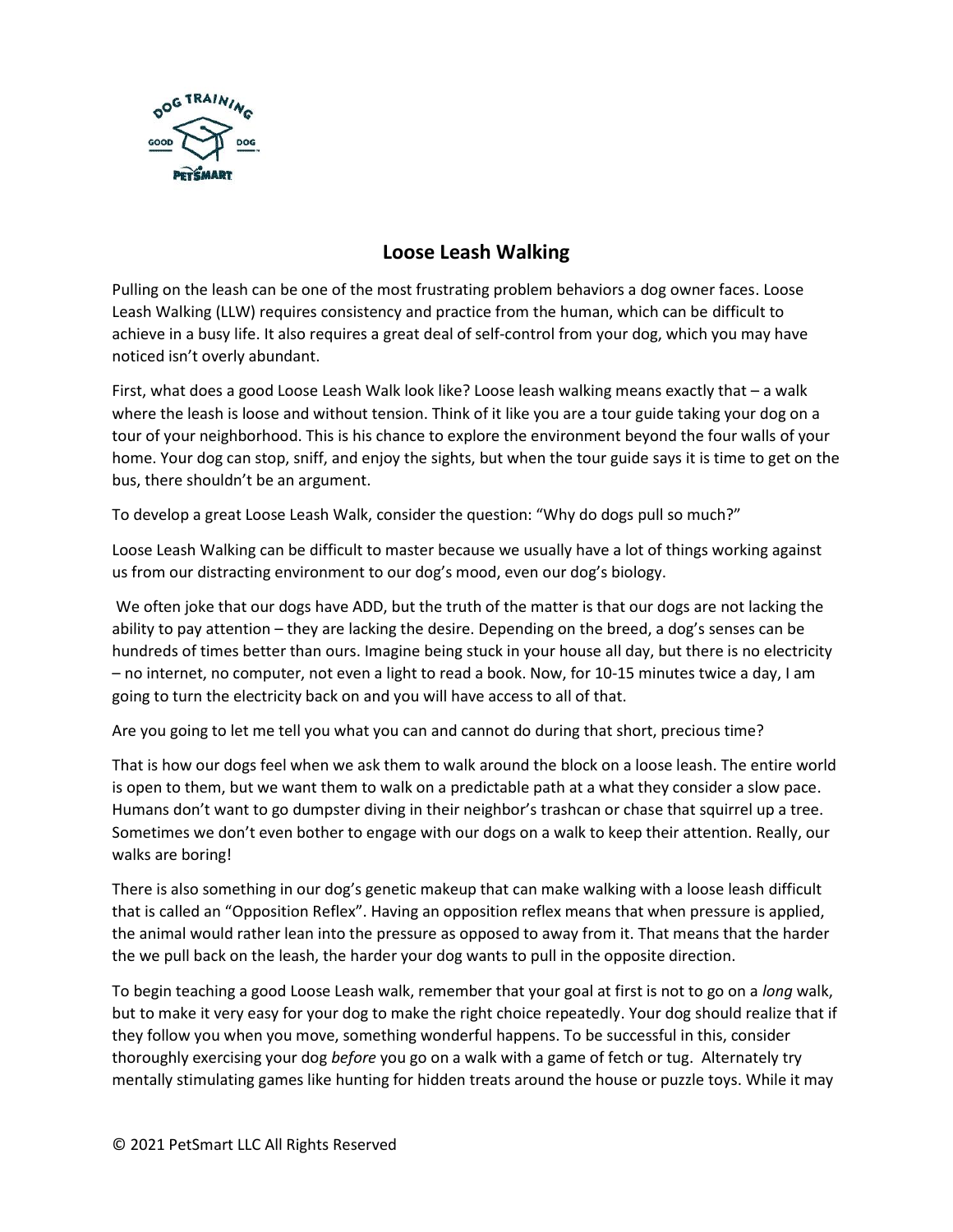# Loose Leash Walking

Pulling on the leash can be one of the most frustrating problem behaviors a dog owner faces. Loose Leash Walking (LLW) requires consistency and practice from the human, which can be difficult to achieve in a busy life. It also requires a great deal of self-control from your dog, which you may have noticed isn't overly abundant.

First, what does a good Loose Leash Walk look like? Loose leash walking means exactly that – a walk where the leash is loose and without tension. Think of it like you are a tour guide taking your dog on a tour of your neighborhood. This is his chance to explore the environment beyond the four walls of your home. Your dog can stop, sniff, and enjoy the sights, but when the tour guide says it is time to get on the bus, there shouldn't be an argument.

To develop a great Loose Leash Walk, consider the question: "Why do dogs pull so much?"

Loose Leash Walking can be difficult to master because we usually have a lot of things working against us from our distracting environment to our dog's mood, even our dog's biology.

We often joke that our dogs have ADD, but the truth of the matter is that our dogs are not lacking the ability to pay attention – they are lacking the desire. Depending on the breed, a dog's senses can be hundreds of times better than ours. Imagine being stuck in your house all day, but there is no electricity – no internet, no computer, not even a light to read a book. Now, for 10-15 minutes twice a day, I am going to turn the electricity back on and you will have access to all of that.

Are you going to let me tell you what you can and cannot do during that short, precious time?

That is how our dogs feel when we ask them to walk around the block on a loose leash. The entire world is open to them, but we want them to walk on a predictable path at a what they consider a slow pace. Humans don't want to go dumpster diving in their neighbor's trashcan or chase that squirrel up a tree. Sometimes we don't even bother to engage with our dogs on a walk to keep their attention. Really, our walks are boring!

There is also something in our dog's genetic makeup that can make walking with a loose leash difficult that is called an "Opposition Reflex". Having an opposition reflex means that when pressure is applied, the animal would rather lean into the pressure as opposed to away from it. That means that the harder the we pull back on the leash, the harder your dog wants to pull in the opposite direction.

To begin teaching a good Loose Leash walk, remember that your goal at first is not to go on a *long* walk, but to make it very easy for your dog to make the right choice repeatedly. Your dog should realize that if they follow you when you move, something wonderful happens. To be successful in this, consider thoroughly exercising your dog *before* you go on a walk with a game of fetch or tug. Alternately try mentally stimulating games like hunting for hidden treats around the house or puzzle toys. While it may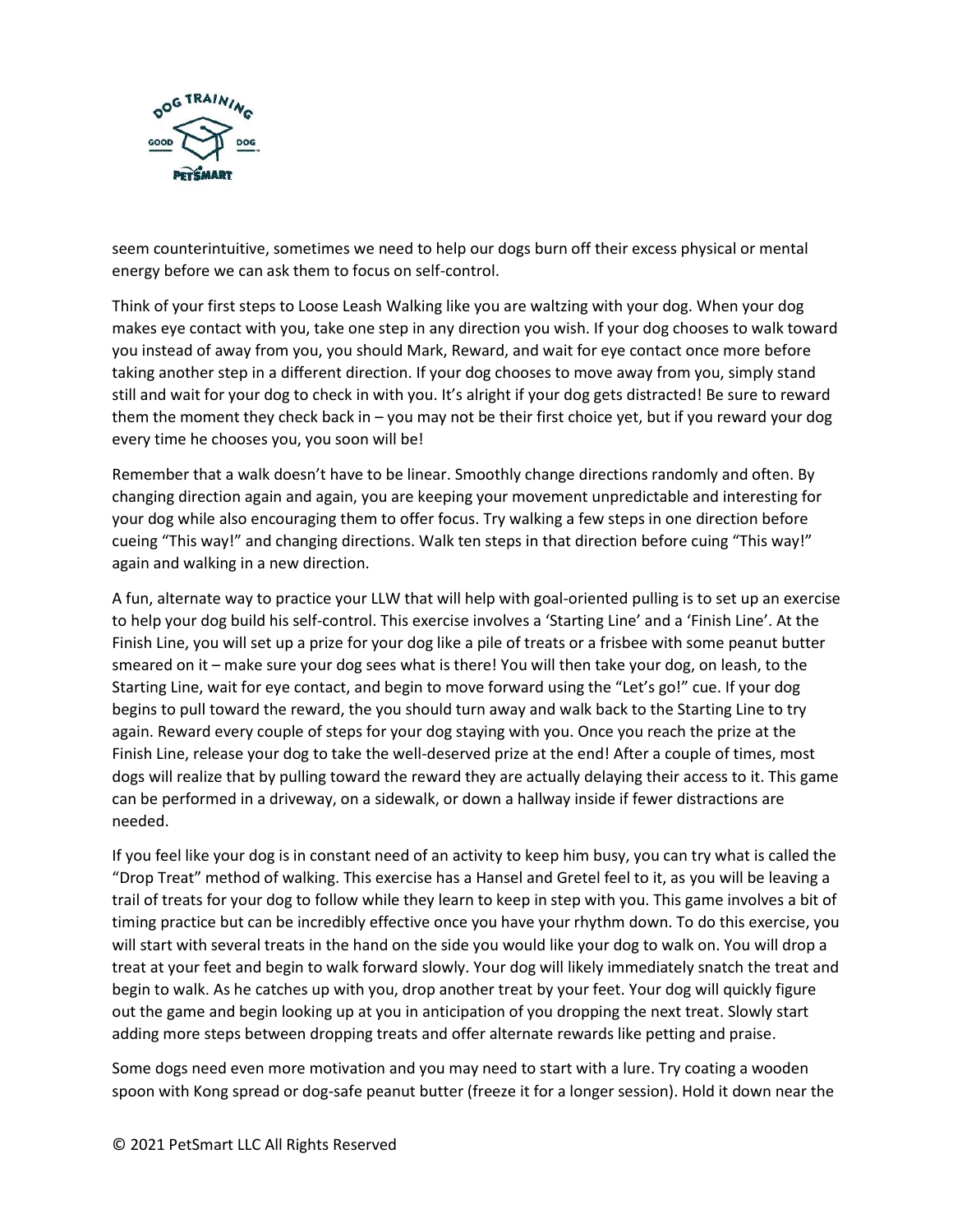seem counterintuitive, sometimes we need to help our dogs burn off their excess physical or mental energy before we can ask them to focus on self-control.

Think of your first steps to Loose Leash Walking like you are waltzing with your dog. When your dog makes eye contact with you, take one step in any direction you wish. If your dog chooses to walk toward you instead of away from you, you should Mark, Reward, and wait for eye contact once more before taking another step in a different direction. If your dog chooses to move away from you, simply stand still and wait for your dog to check in with you. It's alright if your dog gets distracted! Be sure to reward them the moment they check back in – you may not be their first choice yet, but if you reward your dog every time he chooses you, you soon will be!

Remember that a walk doesn't have to be linear. Smoothly change directions randomly and often. By changing direction again and again, you are keeping your movement unpredictable and interesting for your dog while also encouraging them to offer focus. Try walking a few steps in one direction before cueing "This way!" and changing directions. Walk ten steps in that direction before cuing "This way!" again and walking in a new direction.

A fun, alternate way to practice your LLW that will help with goal-oriented pulling is to set up an exercise to help your dog build his self-control. This exercise involves a 'Starting Line' and a 'Finish Line'. At the Finish Line, you will set up a prize for your dog like a pile of treats or a frisbee with some peanut butter smeared on it – make sure your dog sees what is there! You will then take your dog, on leash, to the Starting Line, wait for eye contact, and begin to move forward using the "Let's go!" cue. If your dog begins to pull toward the reward, the you should turn away and walk back to the Starting Line to try again. Reward every couple of steps for your dog staying with you. Once you reach the prize at the Finish Line, release your dog to take the well-deserved prize at the end! After a couple of times, most dogs will realize that by pulling toward the reward they are actually delaying their access to it. This game can be performed in a driveway, on a sidewalk, or down a hallway inside if fewer distractions are needed.

If you feel like your dog is in constant need of an activity to keep him busy, you can try what is called the "Drop Treat" method of walking. This exercise has a Hansel and Gretel feel to it, as you will be leaving a trail of treats for your dog to follow while they learn to keep in step with you. This game involves a bit of timing practice but can be incredibly effective once you have your rhythm down. To do this exercise, you will start with several treats in the hand on the side you would like your dog to walk on. You will drop a treat at your feet and begin to walk forward slowly. Your dog will likely immediately snatch the treat and begin to walk. As he catches up with you, drop another treat by your feet. Your dog will quickly figure out the game and begin looking up at you in anticipation of you dropping the next treat. Slowly start adding more steps between dropping treats and offer alternate rewards like petting and praise.

Some dogs need even more motivation and you may need to start with a lure. Try coating a wooden spoon with Kong spread or dog-safe peanut butter (freeze it for a longer session). Hold it down near the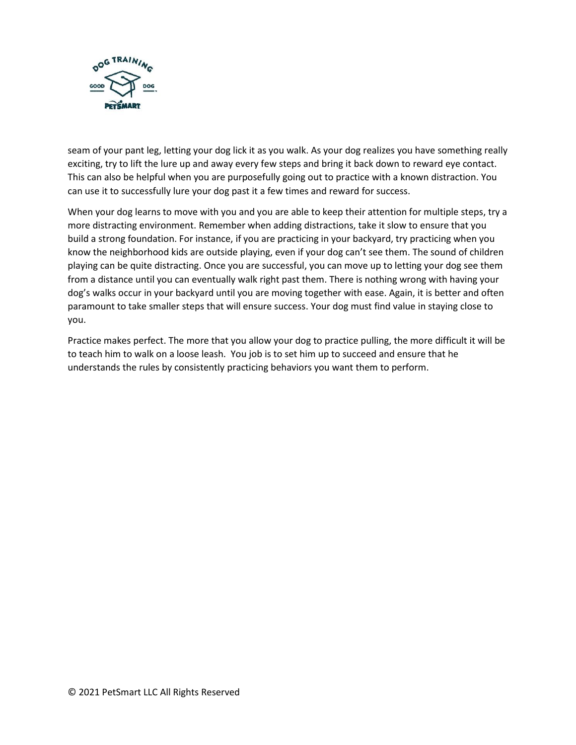seam of your pant leg, letting your dog lick it as you walk. As your dog realizes you have something really exciting, try to lift the lure up and away every few steps and bring it back down to reward eye contact. This can also be helpful when you are purposefully going out to practice with a known distraction. You can use it to successfully lure your dog past it a few times and reward for success.

When your dog learns to move with you and you are able to keep their attention for multiple steps, try a more distracting environment. Remember when adding distractions, take it slow to ensure that you build a strong foundation. For instance, if you are practicing in your backyard, try practicing when you know the neighborhood kids are outside playing, even if your dog can't see them. The sound of children playing can be quite distracting. Once you are successful, you can move up to letting your dog see them from a distance until you can eventually walk right past them. There is nothing wrong with having your dog's walks occur in your backyard until you are moving together with ease. Again, it is better and often paramount to take smaller steps that will ensure success. Your dog must find value in staying close to you.

Practice makes perfect. The more that you allow your dog to practice pulling, the more difficult it will be to teach him to walk on a loose leash. You job is to set him up to succeed and ensure that he understands the rules by consistently practicing behaviors you want them to perform.

© 2021 PetSmart LLC All Rights Reserved